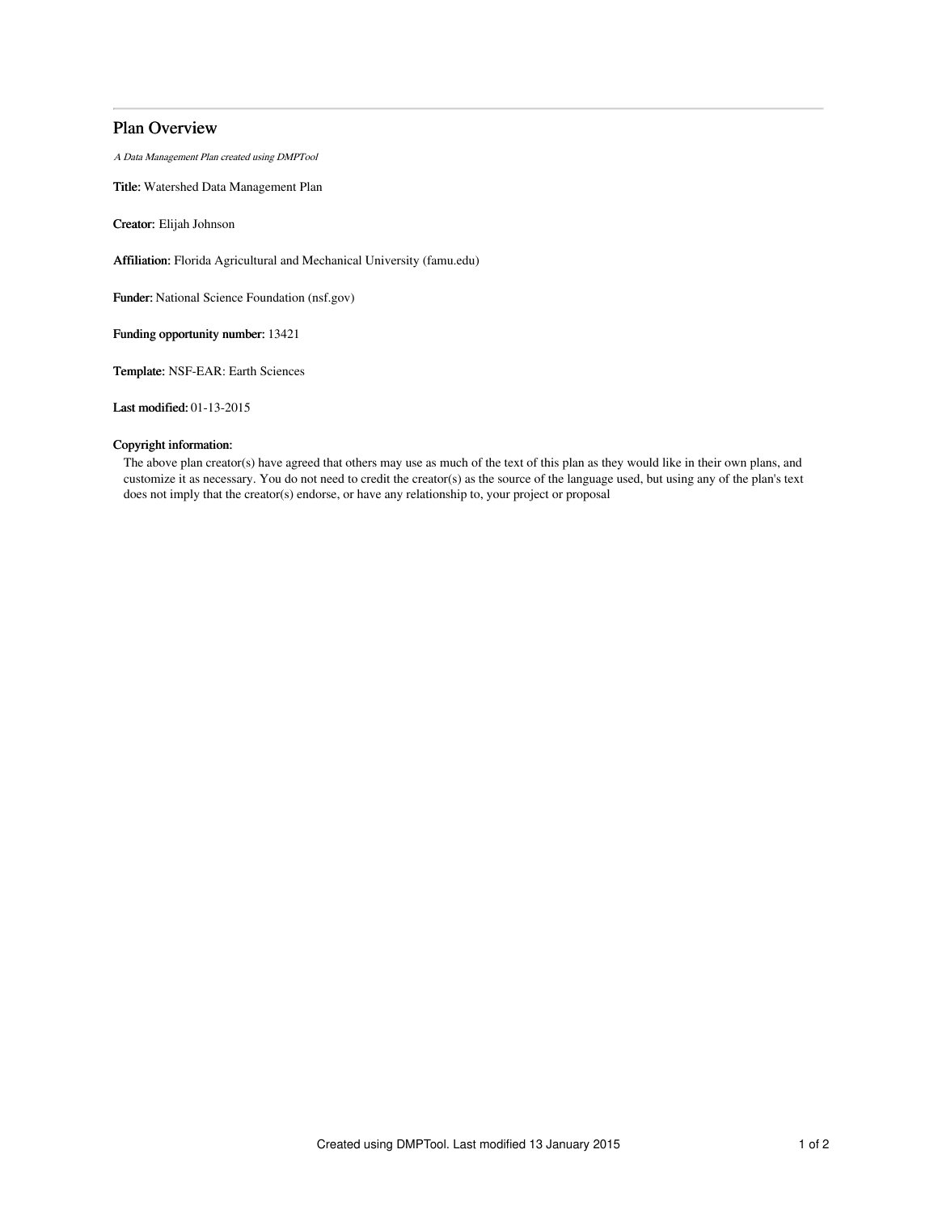# Plan Overview

*A Data Management Plan created using DMPTool*

**Title:** Watershed Data Management Plan

**Creator:** Elijah Johnson

**Affiliation:** Florida Agricultural and Mechanical University (famu.edu)

**Funder:** National Science Foundation (nsf.gov)

**Funding opportunity number:** 13421

**Template:** NSF-EAR: Earth Sciences

**Last modified:** 01-13-2015

**Copyright information:**

The above plan creator(s) have agreed that others may use as much of the text of this plan as they would like in their own plans, and customize it as necessary. You do not need to credit the creator(s) as the source of the language used, but using any of the plan's text does not imply that the creator(s) endorse, or have any relationship to, your project or proposal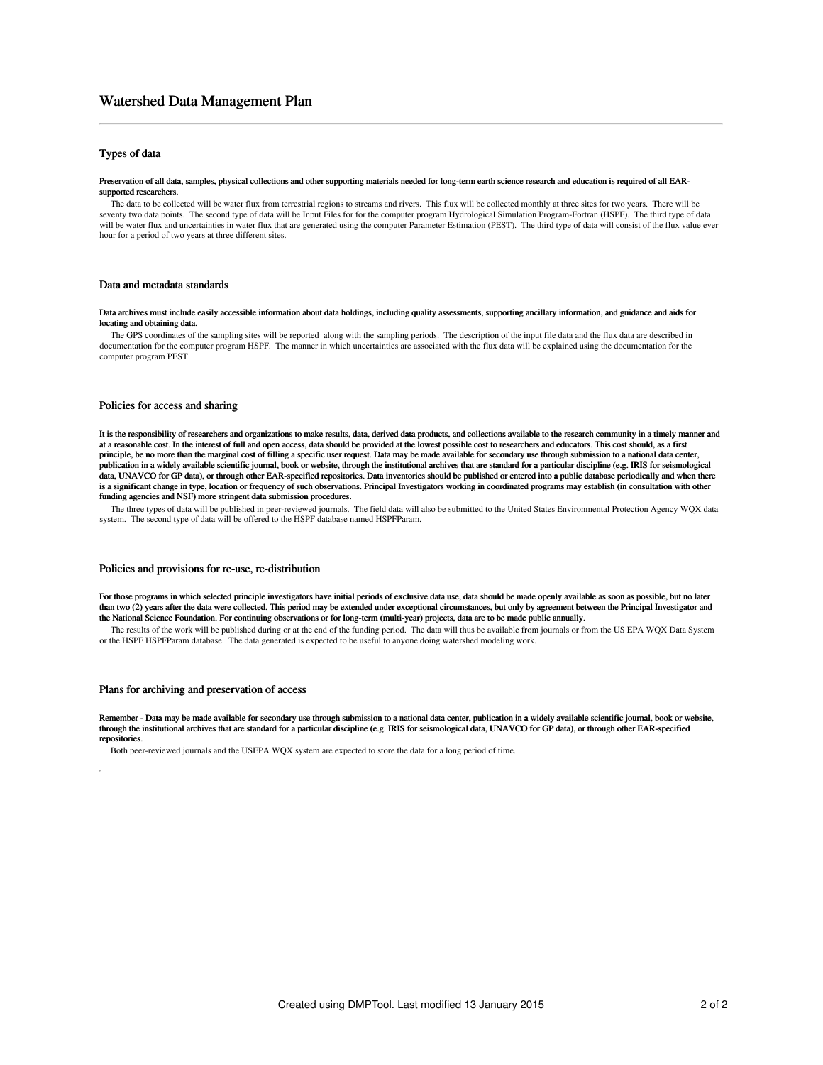# Watershed Data Management Plan

## Types of data

**Preservation of all data, samples, physical collections and other supporting materials needed for long-term earth science research and education is required of all EAR-supported researchers.**

The data to be collected will be water flux from terrestrial regions to streams and rivers. This flux will be collected monthly at three sites for two years. There will be seventy two data points. The second type of data will be Input Files for for the computer program Hydrological Simulation Program-Fortran (HSPF). The third type of data will be water flux and uncertainties in water flux that are generated using the computer Parameter Estimation (PEST). The third type of data will consist of the flux value ever hour for a period of two years at three different sites.

## Data and metadata standards

**Data archives must include easily accessible information about data holdings, including quality assessments, supporting ancillary information, and guidance and aids for locating and obtaining data.**

The GPS coordinates of the sampling sites will be reported along with the sampling periods. The description of the input file data and the flux data are described in documentation for the computer program HSPF. The manner in which uncertainties are associated with the flux data will be explained using the documentation for the computer program PEST.

## Policies for access and sharing

**It is the responsibility of researchers and organizations to make results, data, derived data products, and collections available to the research community in a timely manner and at a reasonable cost. In the interest of full and open access, data should be provided at the lowest possible cost to researchers and educators. This cost should, as a first principle, be no more than the marginal cost of filling a specific user request. Data may be made available for secondary use through submission to a national data center, publication in a widely available scientific journal, book or website, through the institutional archives that are standard for a particular discipline (e.g. IRIS for seismological data, UNAVCO for GP data), or through other EAR-specified repositories. Data inventories should be published or entered into a public database periodically and when there is a significant change in type, location or frequency of such observations. Principal Investigators working in coordinated programs may establish (in consultation with other funding agencies and NSF) more stringent data submission procedures.**

The three types of data will be published in peer-reviewed journals. The field data will also be submitted to the United States Environmental Protection Agency WQX data system. The second type of data will be offered to the HSPF database named HSPFParam.

## Policies and provisions for re-use, re-distribution

**For those programs in which selected principle investigators have initial periods of exclusive data use, data should be made openly available as soon as possible, but no later than two (2) years after the data were collected. This period may be extended under exceptional circumstances, but only by agreement between the Principal Investigator and the National Science Foundation. For continuing observations or for long-term (multi-year) projects, data are to be made public annually.**

The results of the work will be published during or at the end of the funding period. The data will thus be available from journals or from the US EPA WQX Data System or the HSPF HSPFParam database. The data generated is expected to be useful to anyone doing watershed modeling work.

## Plans for archiving and preservation of access

**Remember - Data may be made available for secondary use through submission to a national data center, publication in a widely available scientific journal, book or website, through the institutional archives that are standard for a particular discipline (e.g. IRIS for seismological data, UNAVCO for GP data), or through other EAR-specified repositories.**

Both peer-reviewed journals and the USEPA WQX system are expected to store the data for a long period of time.

Created using DMPTool. Last modified 13 January 2015